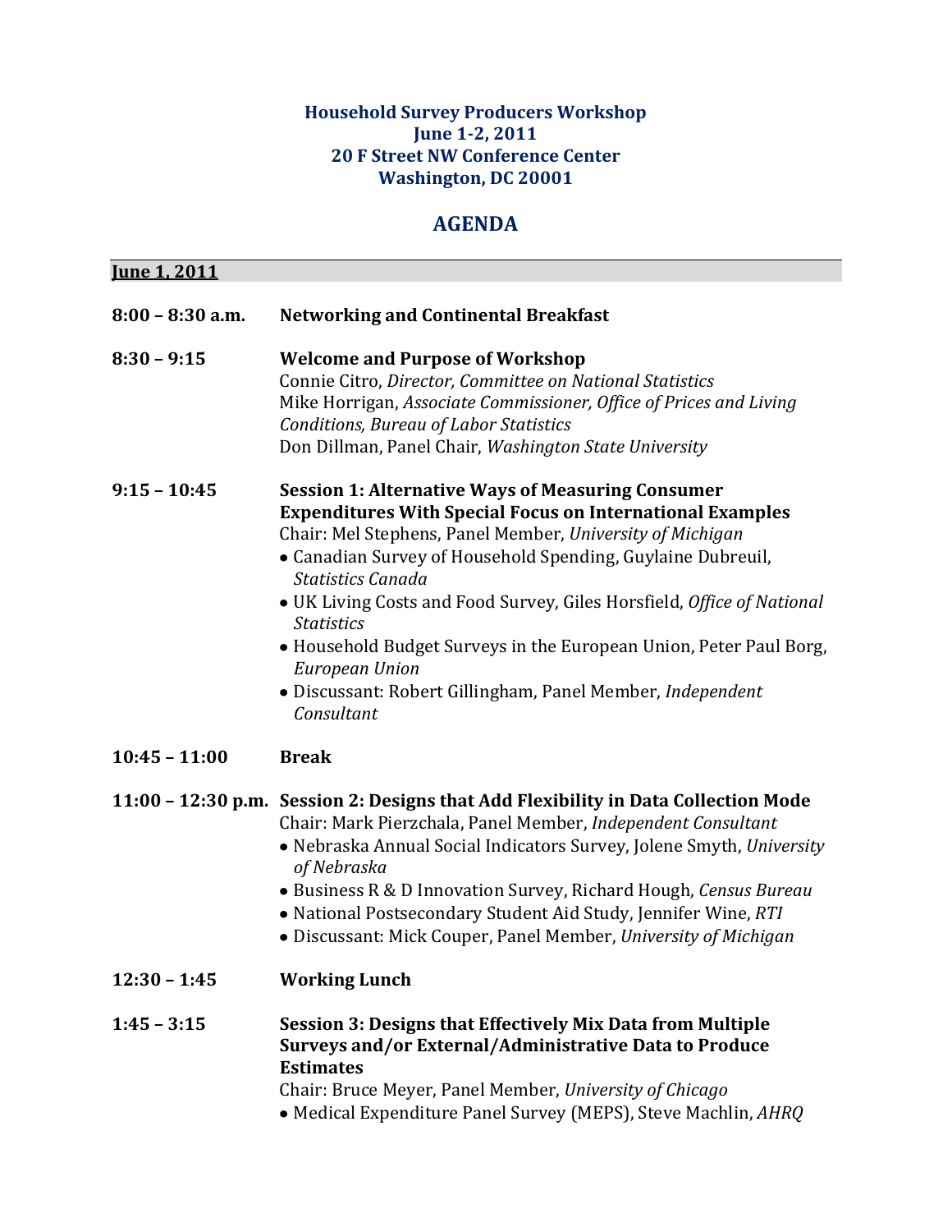**Household Survey Producers Workshop**
**June 1-2, 2011**
**20 F Street NW Conference Center**
**Washington, DC 20001**

# AGENDA

## June 1, 2011

**8:00 – 8:30 a.m.** **Networking and Continental Breakfast**

**8:30 – 9:15** **Welcome and Purpose of Workshop**
Connie Citro, *Director, Committee on National Statistics*
Mike Horrigan, *Associate Commissioner, Office of Prices and Living Conditions, Bureau of Labor Statistics*
Don Dillman, Panel Chair, *Washington State University*

**9:15 – 10:45** **Session 1: Alternative Ways of Measuring Consumer Expenditures With Special Focus on International Examples**
Chair: Mel Stephens, Panel Member, *University of Michigan*

- Canadian Survey of Household Spending, Guylaine Dubreuil, *Statistics Canada*
- UK Living Costs and Food Survey, Giles Horsfield, *Office of National Statistics*
- Household Budget Surveys in the European Union, Peter Paul Borg, *European Union*
- Discussant: Robert Gillingham, Panel Member, *Independent Consultant*

**10:45 – 11:00** **Break**

**11:00 – 12:30 p.m.** **Session 2: Designs that Add Flexibility in Data Collection Mode**
Chair: Mark Pierzchala, Panel Member, *Independent Consultant*

- Nebraska Annual Social Indicators Survey, Jolene Smyth, *University of Nebraska*
- Business R & D Innovation Survey, Richard Hough, *Census Bureau*
- National Postsecondary Student Aid Study, Jennifer Wine, *RTI*
- Discussant: Mick Couper, Panel Member, *University of Michigan*

**12:30 – 1:45** **Working Lunch**

**1:45 – 3:15** **Session 3: Designs that Effectively Mix Data from Multiple Surveys and/or External/Administrative Data to Produce Estimates**
Chair: Bruce Meyer, Panel Member, *University of Chicago*

- Medical Expenditure Panel Survey (MEPS), Steve Machlin, *AHRQ*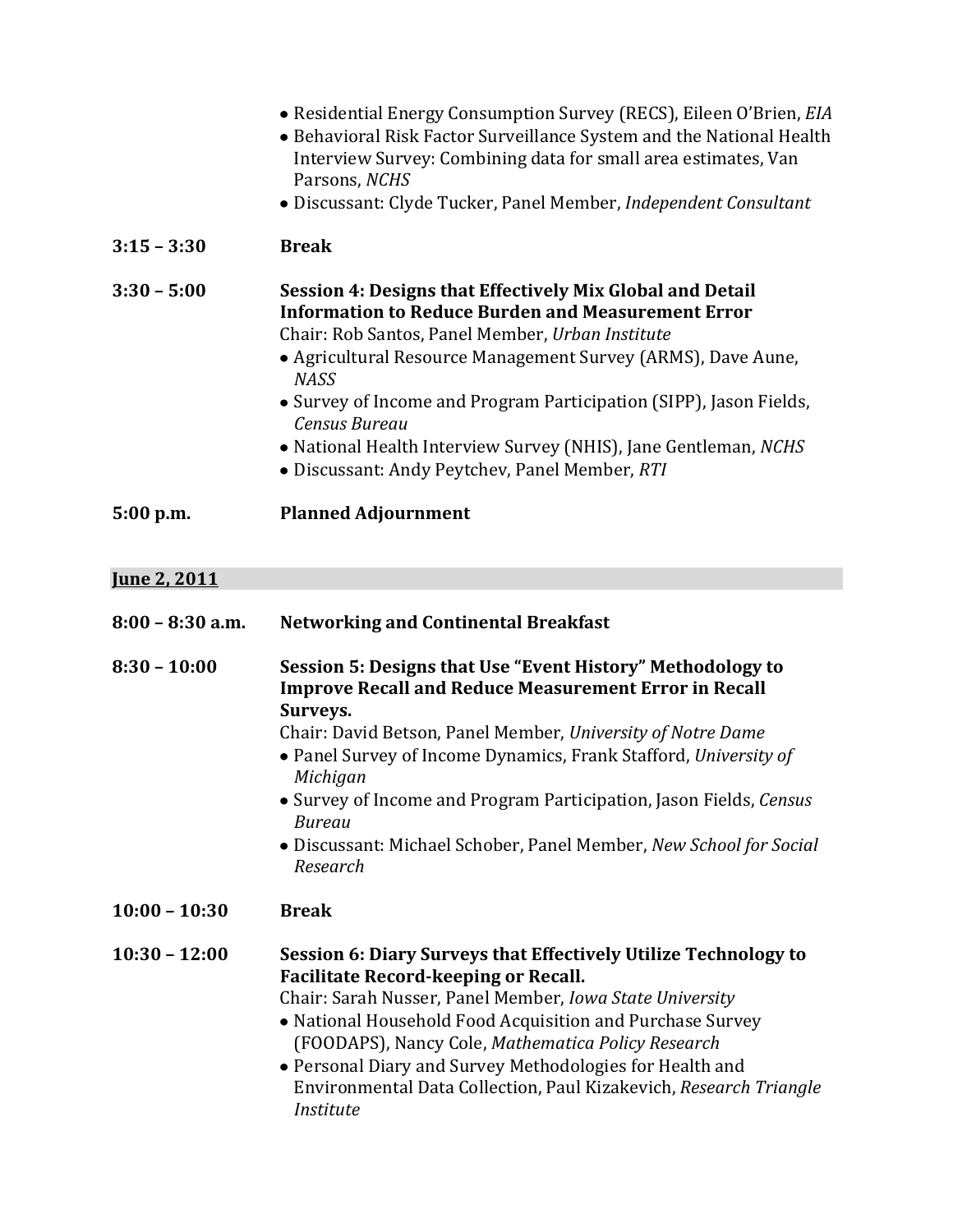- Residential Energy Consumption Survey (RECS), Eileen O'Brien, *EIA*
- Behavioral Risk Factor Surveillance System and the National Health Interview Survey: Combining data for small area estimates, Van Parsons, *NCHS*
- Discussant: Clyde Tucker, Panel Member, *Independent Consultant*

**3:15 – 3:30** **Break**

**3:30 – 5:00** **Session 4: Designs that Effectively Mix Global and Detail Information to Reduce Burden and Measurement Error**

Chair: Rob Santos, Panel Member, *Urban Institute*

- Agricultural Resource Management Survey (ARMS), Dave Aune, *NASS*
- Survey of Income and Program Participation (SIPP), Jason Fields, *Census Bureau*
- National Health Interview Survey (NHIS), Jane Gentleman, *NCHS*
- Discussant: Andy Peytchev, Panel Member, *RTI*

**5:00 p.m.** **Planned Adjournment**

## June 2, 2011

**8:00 – 8:30 a.m.** **Networking and Continental Breakfast**

**8:30 – 10:00** **Session 5: Designs that Use "Event History" Methodology to Improve Recall and Reduce Measurement Error in Recall Surveys.**

Chair: David Betson, Panel Member, *University of Notre Dame*

- Panel Survey of Income Dynamics, Frank Stafford, *University of Michigan*
- Survey of Income and Program Participation, Jason Fields, *Census Bureau*
- Discussant: Michael Schober, Panel Member, *New School for Social Research*

**10:00 – 10:30** **Break**

**10:30 – 12:00** **Session 6: Diary Surveys that Effectively Utilize Technology to Facilitate Record-keeping or Recall.**

Chair: Sarah Nusser, Panel Member, *Iowa State University*

- National Household Food Acquisition and Purchase Survey (FOODAPS), Nancy Cole, *Mathematica Policy Research*
- Personal Diary and Survey Methodologies for Health and Environmental Data Collection, Paul Kizakevich, *Research Triangle Institute*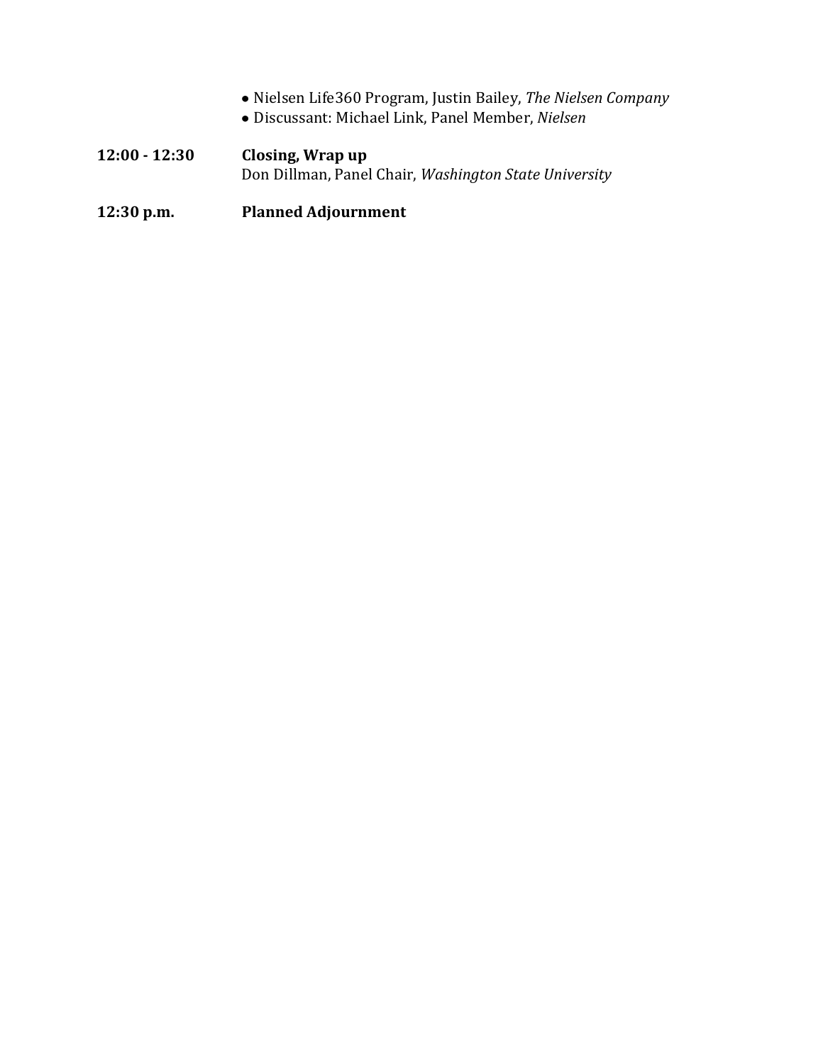- Nielsen Life360 Program, Justin Bailey, *The Nielsen Company*
- Discussant: Michael Link, Panel Member, *Nielsen*

**12:00 - 12:30** **Closing, Wrap up**
Don Dillman, Panel Chair, *Washington State University*

**12:30 p.m.** **Planned Adjournment**